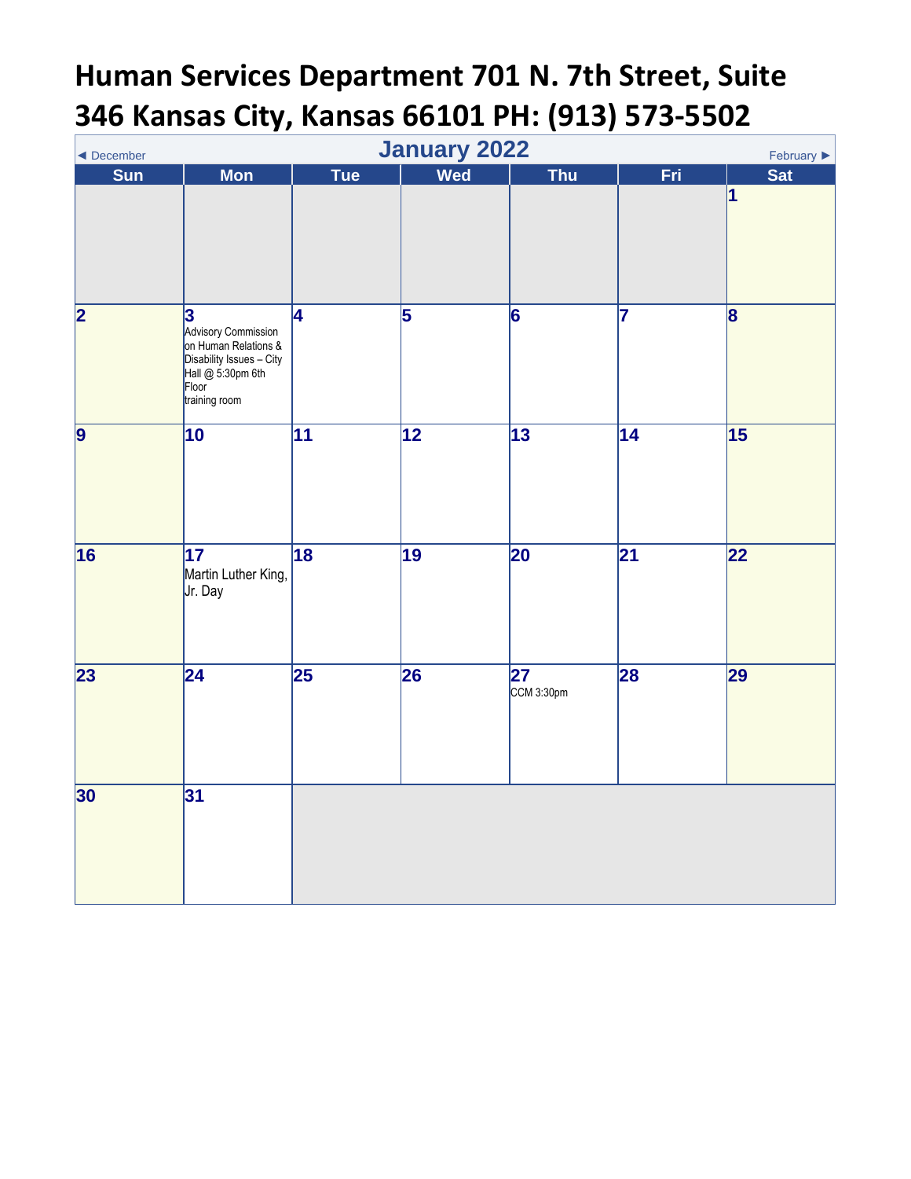# Human Services Department 701 N. 7th Street, Suite 346 Kansas City, Kansas 66101 PH: (913) 573-5502

◄ December | **January 2022** | February ►

| Sun | Mon | Tue | Wed | Thu | Fri | Sat |
|---|---|---|---|---|---|---|
| | | | | | | 1 |
| 2 | 3 Advisory Commission on Human Relations & Disability Issues – City Hall @ 5:30pm 6th Floor training room | 4 | 5 | 6 | 7 | 8 |
| 9 | 10 | 11 | 12 | 13 | 14 | 15 |
| 16 | 17 Martin Luther King, Jr. Day | 18 | 19 | 20 | 21 | 22 |
| 23 | 24 | 25 | 26 | 27 CCM 3:30pm | 28 | 29 |
| 30 | 31 | | | | | |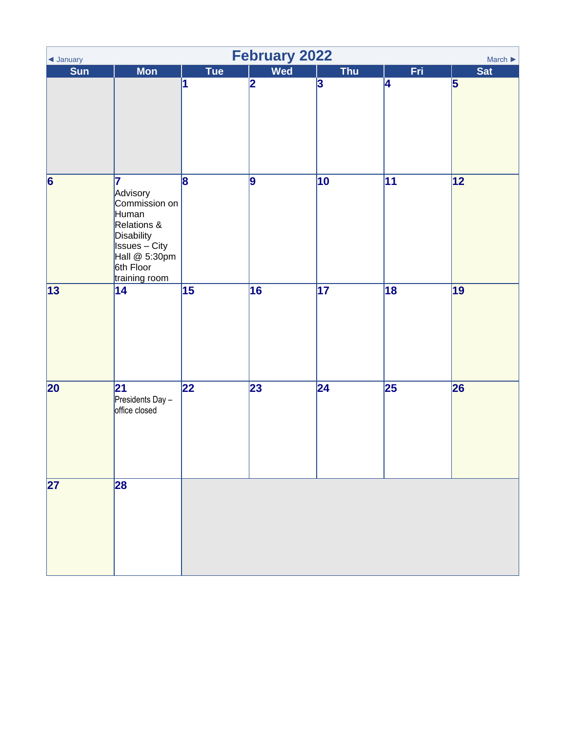◄ January

# February 2022

March ►

| Sun | Mon | Tue | Wed | Thu | Fri | Sat |
|---|---|---|---|---|---|---|
| | | 1 | 2 | 3 | 4 | 5 |
| 6 | 7 Advisory Commission on Human Relations & Disability Issues – City Hall @ 5:30pm 6th Floor training room | 8 | 9 | 10 | 11 | 12 |
| 13 | 14 | 15 | 16 | 17 | 18 | 19 |
| 20 | 21 Presidents Day – office closed | 22 | 23 | 24 | 25 | 26 |
| 27 | 28 | | | | | |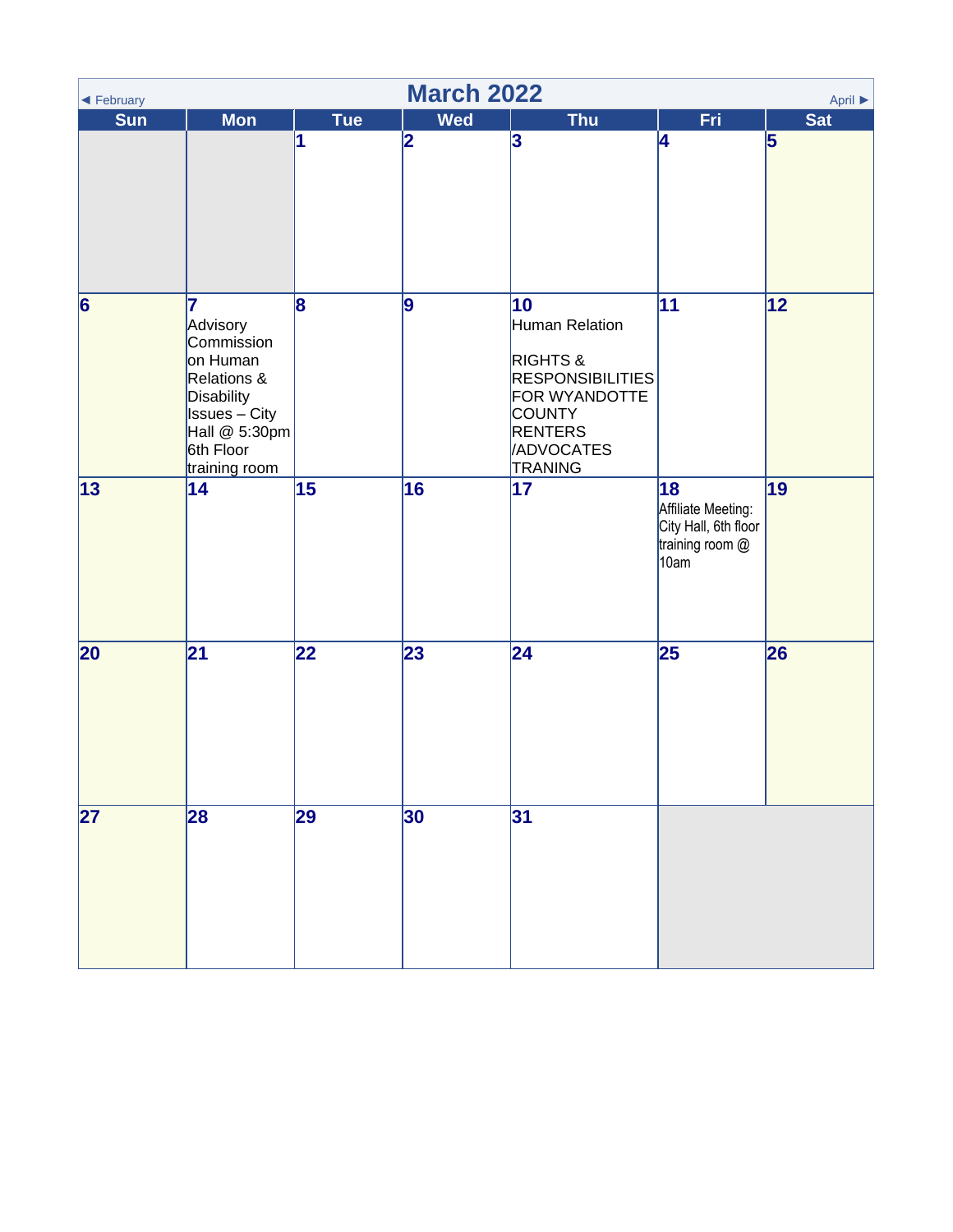# March 2022

◄ February | April ►

| Sun | Mon | Tue | Wed | Thu | Fri | Sat |
|---|---|---|---|---|---|---|
| | | 1 | 2 | 3 | 4 | 5 |
| 6 | 7 Advisory Commission on Human Relations & Disability Issues – City Hall @ 5:30pm 6th Floor training room | 8 | 9 | 10 Human Relation RIGHTS & RESPONSIBILITIES FOR WYANDOTTE COUNTY RENTERS /ADVOCATES TRANING | 11 | 12 |
| 13 | 14 | 15 | 16 | 17 | 18 Affiliate Meeting: City Hall, 6th floor training room @ 10am | 19 |
| 20 | 21 | 22 | 23 | 24 | 25 | 26 |
| 27 | 28 | 29 | 30 | 31 | | |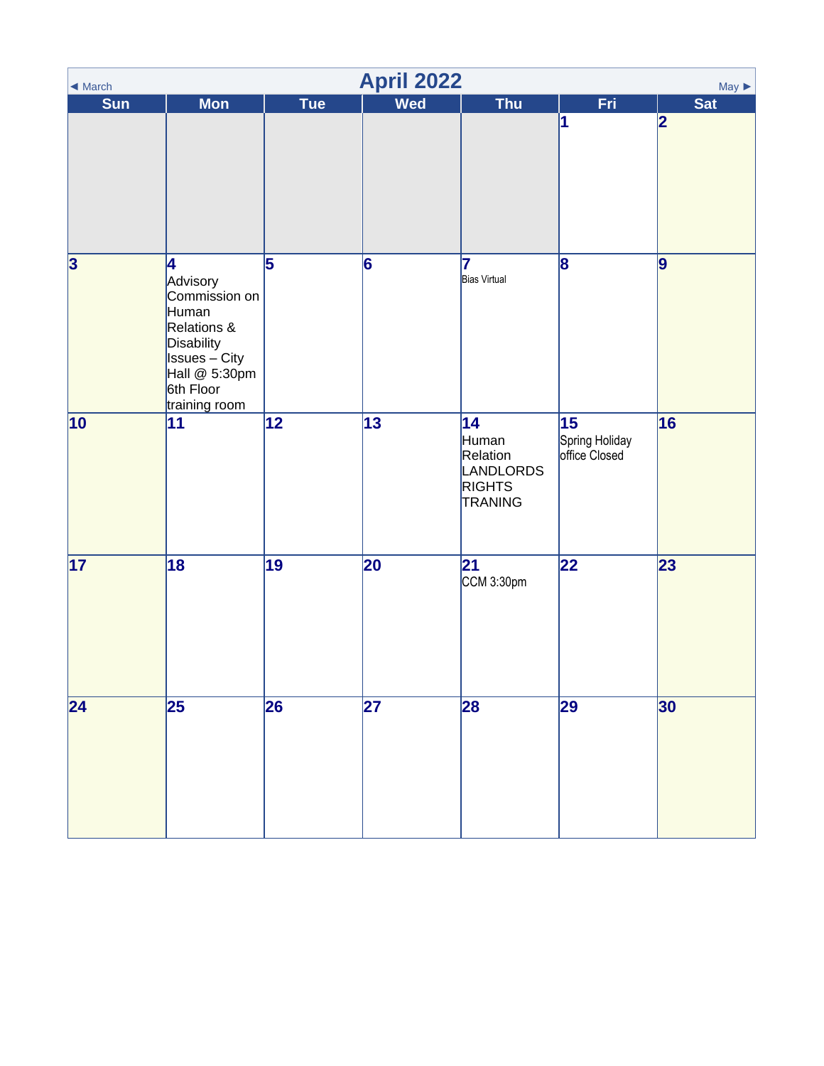# April 2022

◄ March | May ►

| Sun | Mon | Tue | Wed | Thu | Fri | Sat |
|---|---|---|---|---|---|---|
| | | | | | 1 | 2 |
| 3 | 4 Advisory Commission on Human Relations & Disability Issues – City Hall @ 5:30pm 6th Floor training room | 5 | 6 | 7 Bias Virtual | 8 | 9 |
| 10 | 11 | 12 | 13 | 14 Human Relation LANDLORDS RIGHTS TRANING | 15 Spring Holiday office Closed | 16 |
| 17 | 18 | 19 | 20 | 21 CCM 3:30pm | 22 | 23 |
| 24 | 25 | 26 | 27 | 28 | 29 | 30 |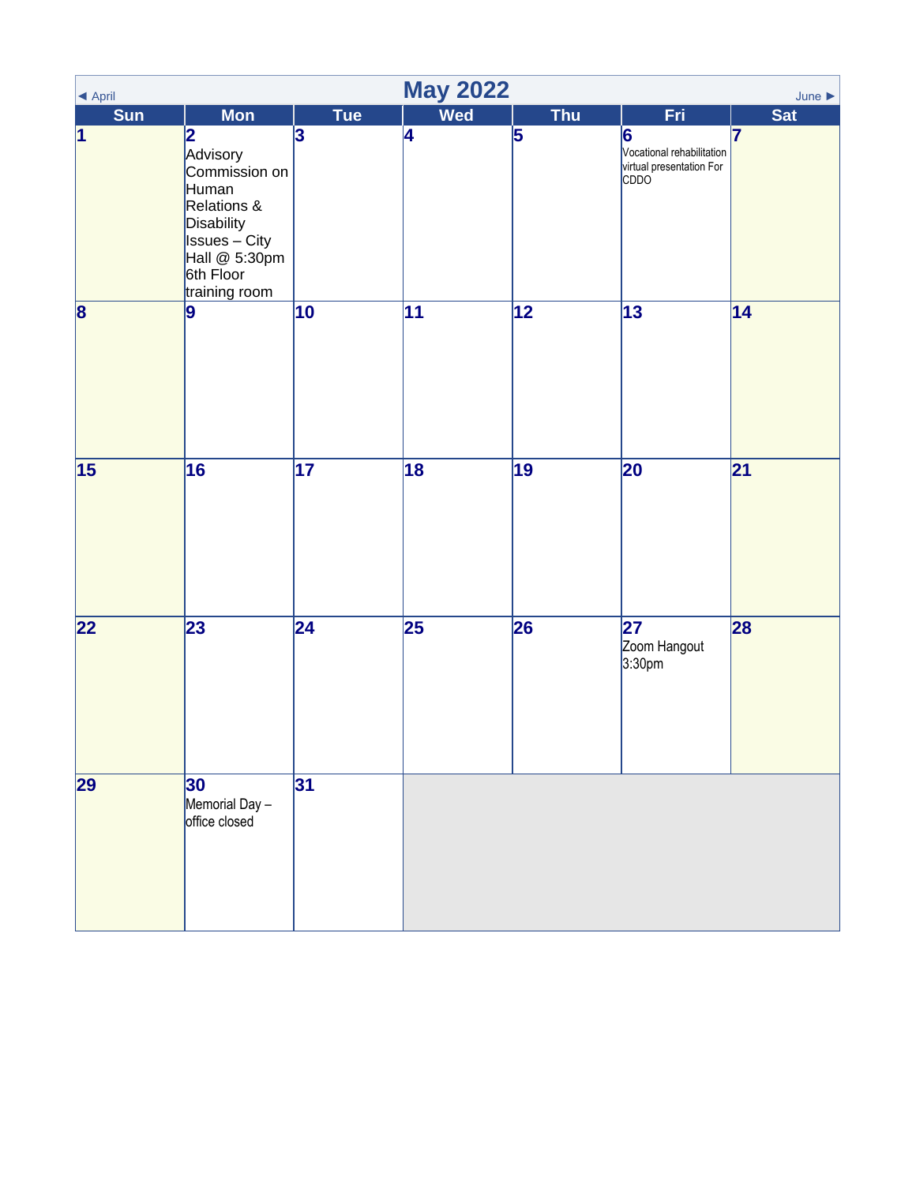◄ April | **May 2022** | June ►

| Sun | Mon | Tue | Wed | Thu | Fri | Sat |
|---|---|---|---|---|---|---|
| **1** | **2** Advisory Commission on Human Relations & Disability Issues – City Hall @ 5:30pm 6th Floor training room | **3** | **4** | **5** | **6** Vocational rehabilitation virtual presentation For CDDO | **7** |
| **8** | **9** | **10** | **11** | **12** | **13** | **14** |
| **15** | **16** | **17** | **18** | **19** | **20** | **21** |
| **22** | **23** | **24** | **25** | **26** | **27** Zoom Hangout 3:30pm | **28** |
| **29** | **30** Memorial Day – office closed | **31** | | | | |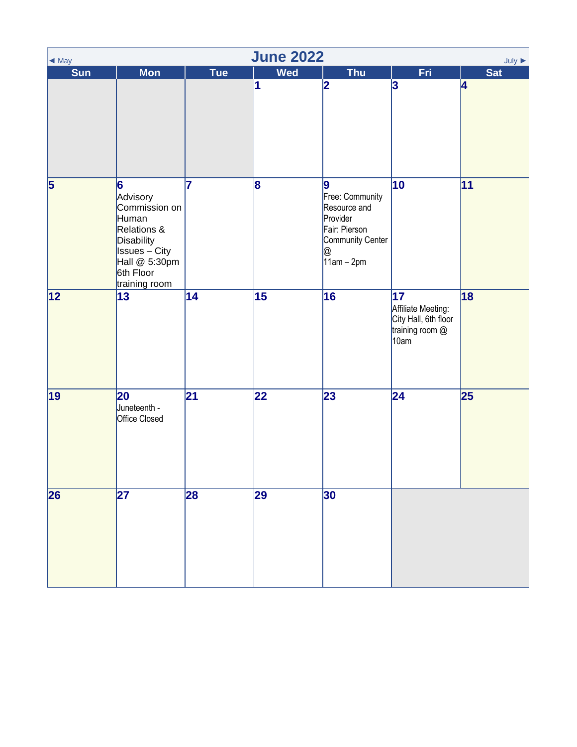# June 2022

◄ May | July ►

| Sun | Mon | Tue | Wed | Thu | Fri | Sat |
|---|---|---|---|---|---|---|
| | | | 1 | 2 | 3 | 4 |
| 5 | 6 Advisory Commission on Human Relations & Disability Issues – City Hall @ 5:30pm 6th Floor training room | 7 | 8 | 9 Free: Community Resource and Provider Fair: Pierson Community Center @ 11am – 2pm | 10 | 11 |
| 12 | 13 | 14 | 15 | 16 | 17 Affiliate Meeting: City Hall, 6th floor training room @ 10am | 18 |
| 19 | 20 Juneteenth - Office Closed | 21 | 22 | 23 | 24 | 25 |
| 26 | 27 | 28 | 29 | 30 | | |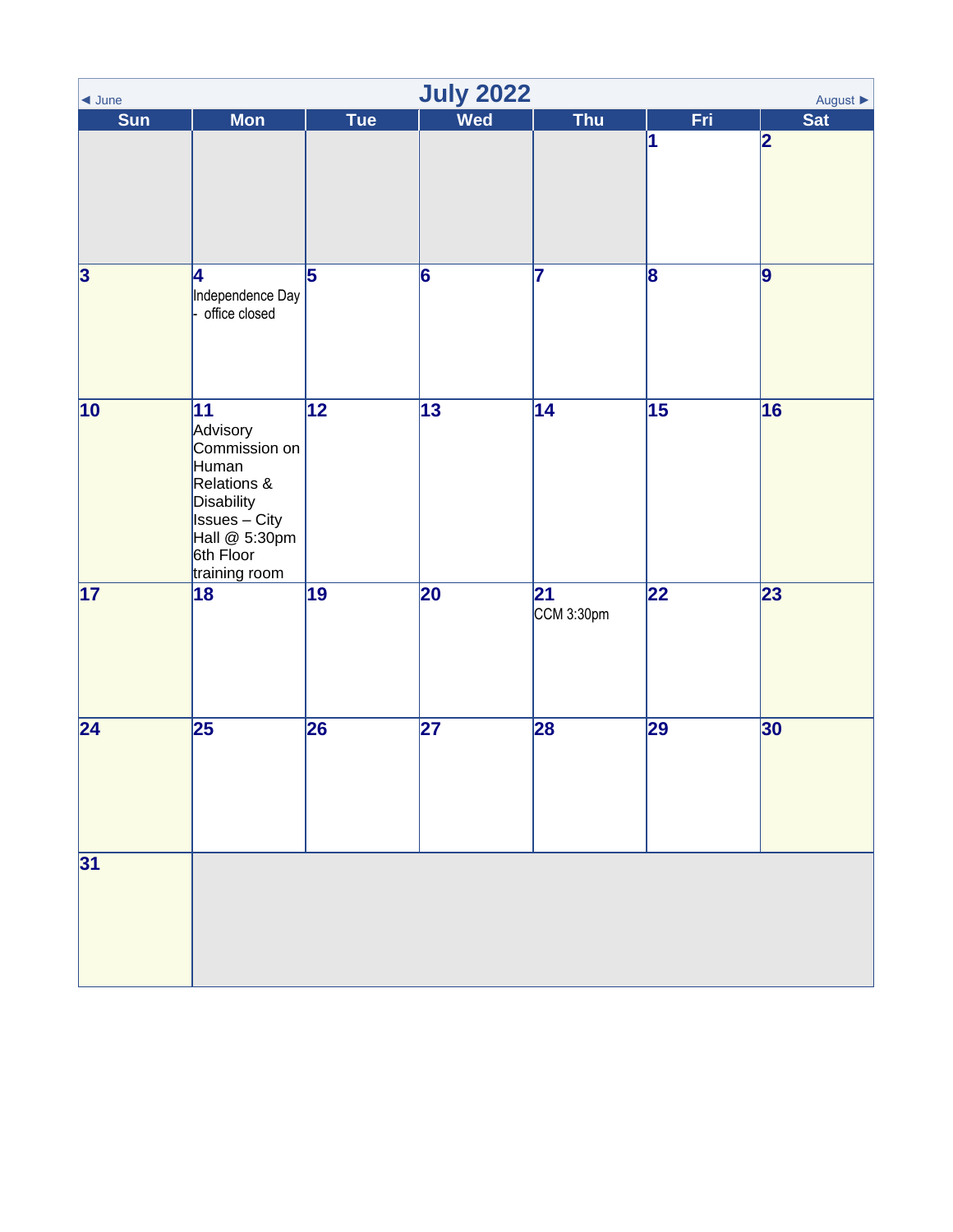# July 2022

◄ June | August ►

| Sun | Mon | Tue | Wed | Thu | Fri | Sat |
|---|---|---|---|---|---|---|
| | | | | | 1 | 2 |
| 3 | 4 Independence Day - office closed | 5 | 6 | 7 | 8 | 9 |
| 10 | 11 Advisory Commission on Human Relations & Disability Issues – City Hall @ 5:30pm 6th Floor training room | 12 | 13 | 14 | 15 | 16 |
| 17 | 18 | 19 | 20 | 21 CCM 3:30pm | 22 | 23 |
| 24 | 25 | 26 | 27 | 28 | 29 | 30 |
| 31 | | | | | | |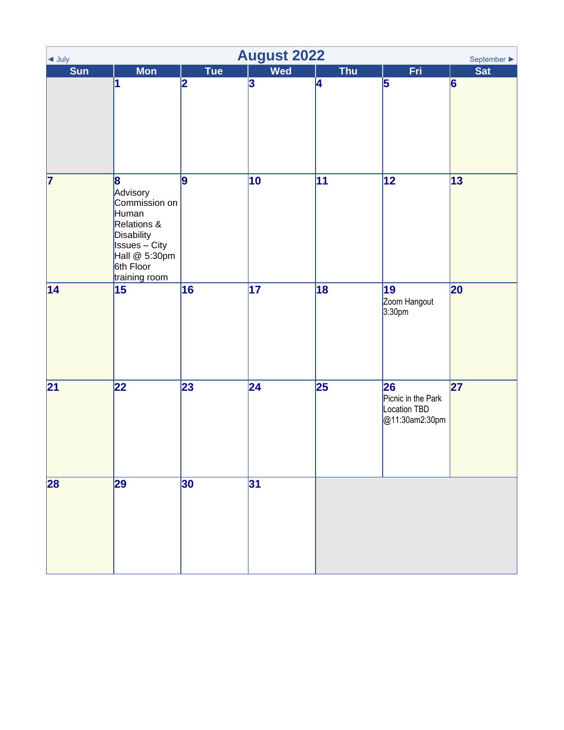# August 2022

◄ July | September ►

| Sun | Mon | Tue | Wed | Thu | Fri | Sat |
|---|---|---|---|---|---|---|
| | 1 | 2 | 3 | 4 | 5 | 6 |
| 7 | 8 Advisory Commission on Human Relations & Disability Issues – City Hall @ 5:30pm 6th Floor training room | 9 | 10 | 11 | 12 | 13 |
| 14 | 15 | 16 | 17 | 18 | 19 Zoom Hangout 3:30pm | 20 |
| 21 | 22 | 23 | 24 | 25 | 26 Picnic in the Park Location TBD @11:30am2:30pm | 27 |
| 28 | 29 | 30 | 31 | | | |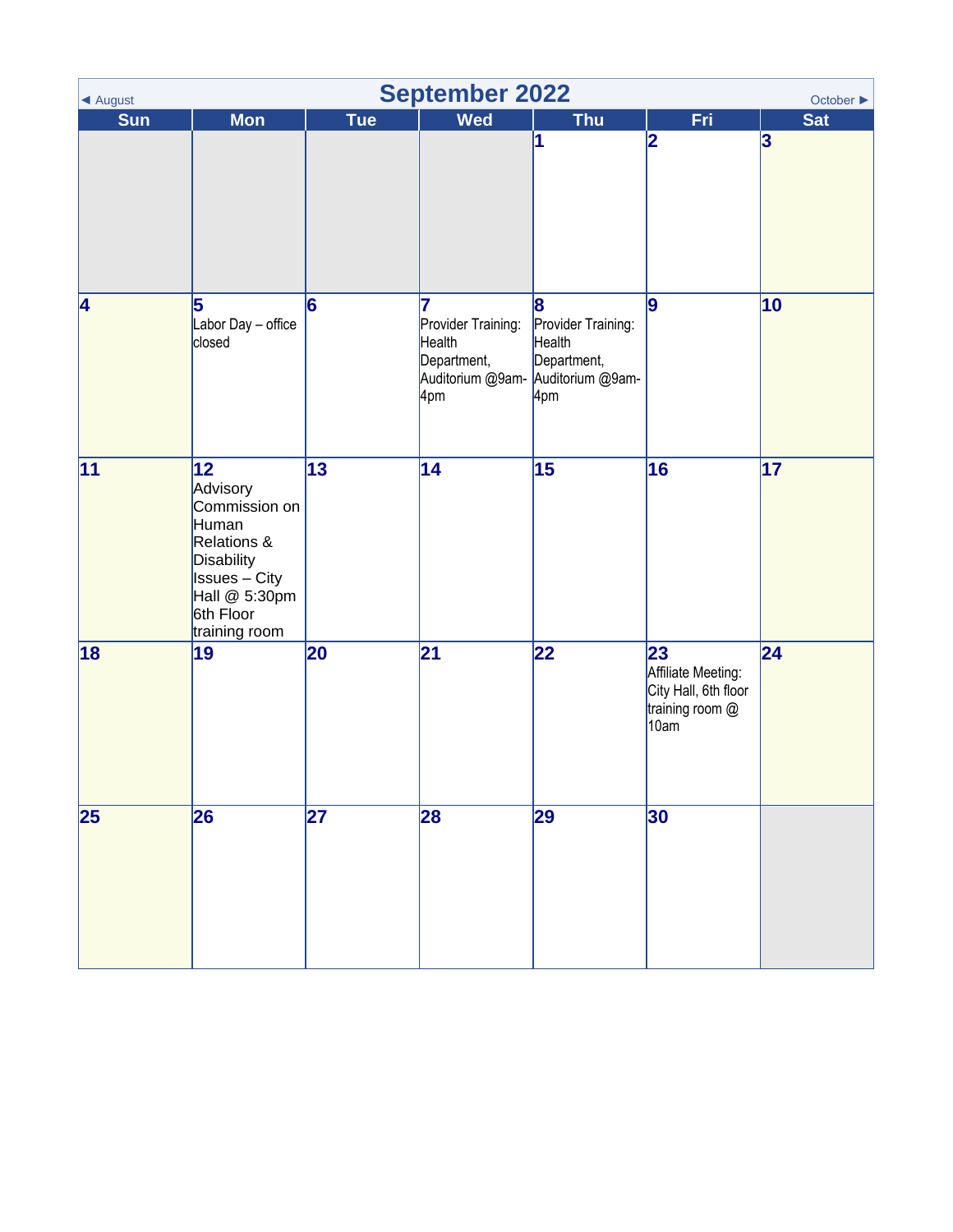◄ August

# September 2022

October ►

| Sun | Mon | Tue | Wed | Thu | Fri | Sat |
|---|---|---|---|---|---|---|
| | | | | 1 | 2 | 3 |
| 4 | 5 Labor Day – office closed | 6 | 7 Provider Training: Health Department, Auditorium @9am-4pm | 8 Provider Training: Health Department, Auditorium @9am-4pm | 9 | 10 |
| 11 | 12 Advisory Commission on Human Relations & Disability Issues – City Hall @ 5:30pm 6th Floor training room | 13 | 14 | 15 | 16 | 17 |
| 18 | 19 | 20 | 21 | 22 | 23 Affiliate Meeting: City Hall, 6th floor training room @ 10am | 24 |
| 25 | 26 | 27 | 28 | 29 | 30 | |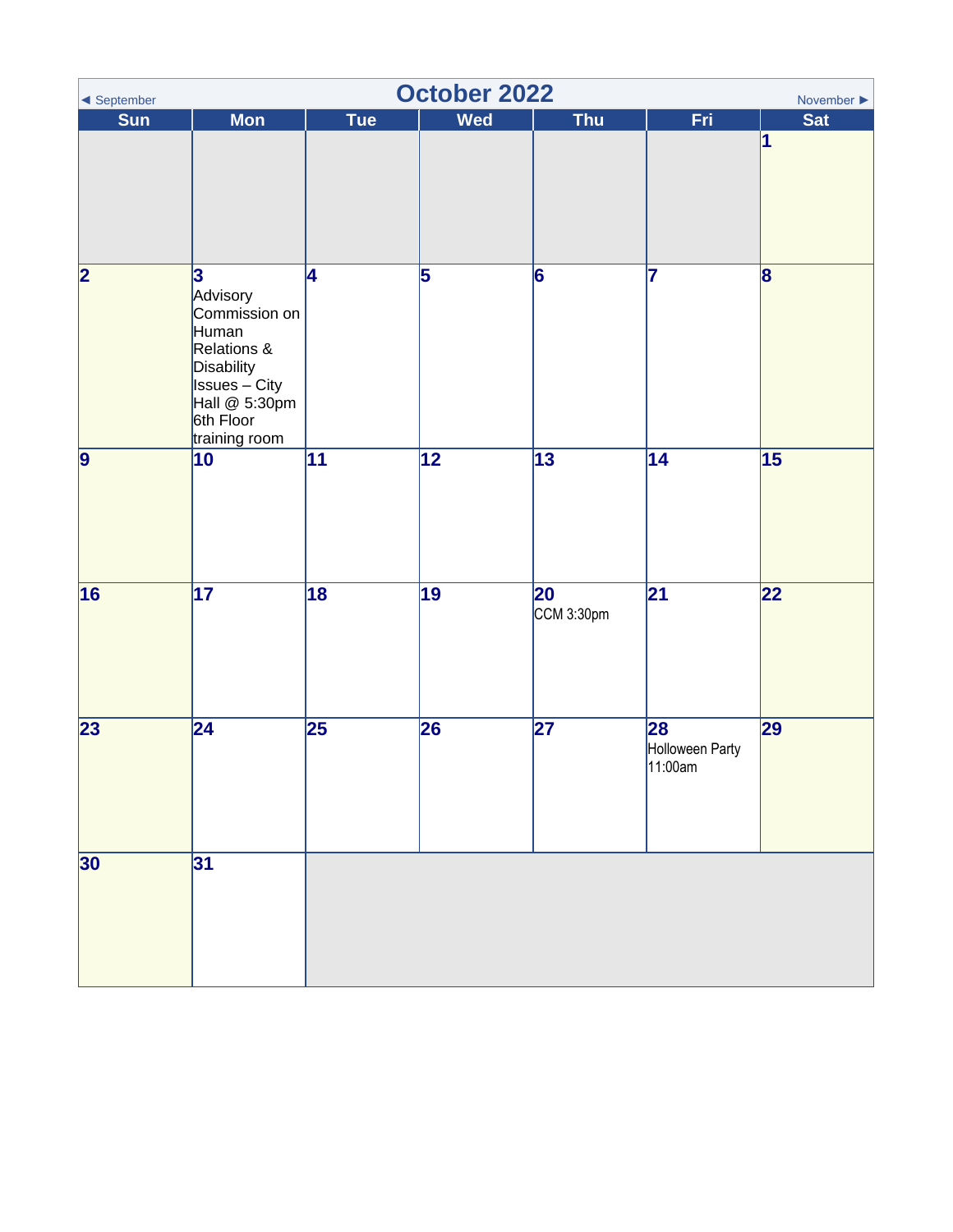# October 2022

◄ September | November ►

| Sun | Mon | Tue | Wed | Thu | Fri | Sat |
|---|---|---|---|---|---|---|
| | | | | | | 1 |
| 2 | 3 Advisory Commission on Human Relations & Disability Issues – City Hall @ 5:30pm 6th Floor training room | 4 | 5 | 6 | 7 | 8 |
| 9 | 10 | 11 | 12 | 13 | 14 | 15 |
| 16 | 17 | 18 | 19 | 20 CCM 3:30pm | 21 | 22 |
| 23 | 24 | 25 | 26 | 27 | 28 Holloween Party 11:00am | 29 |
| 30 | 31 | | | | | |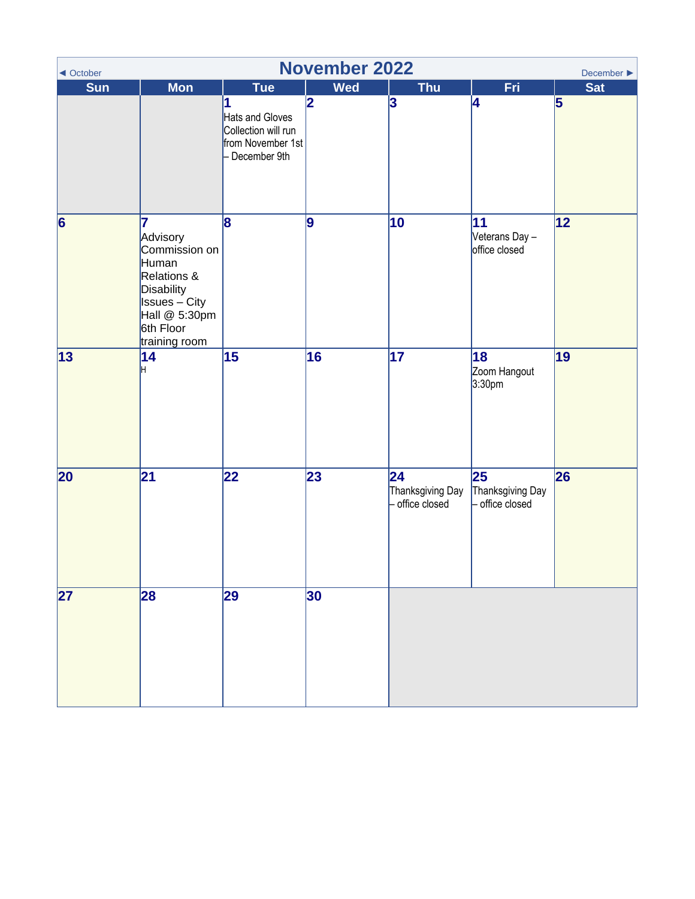◄ October | **November 2022** | December ►

| Sun | Mon | Tue | Wed | Thu | Fri | Sat |
|---|---|---|---|---|---|---|
| | | **1** Hats and Gloves Collection will run from November 1st – December 9th | **2** | **3** | **4** | **5** |
| **6** | **7** Advisory Commission on Human Relations & Disability Issues – City Hall @ 5:30pm 6th Floor training room | **8** | **9** | **10** | **11** Veterans Day – office closed | **12** |
| **13** | **14** H | **15** | **16** | **17** | **18** Zoom Hangout 3:30pm | **19** |
| **20** | **21** | **22** | **23** | **24** Thanksgiving Day – office closed | **25** Thanksgiving Day – office closed | **26** |
| **27** | **28** | **29** | **30** | | | |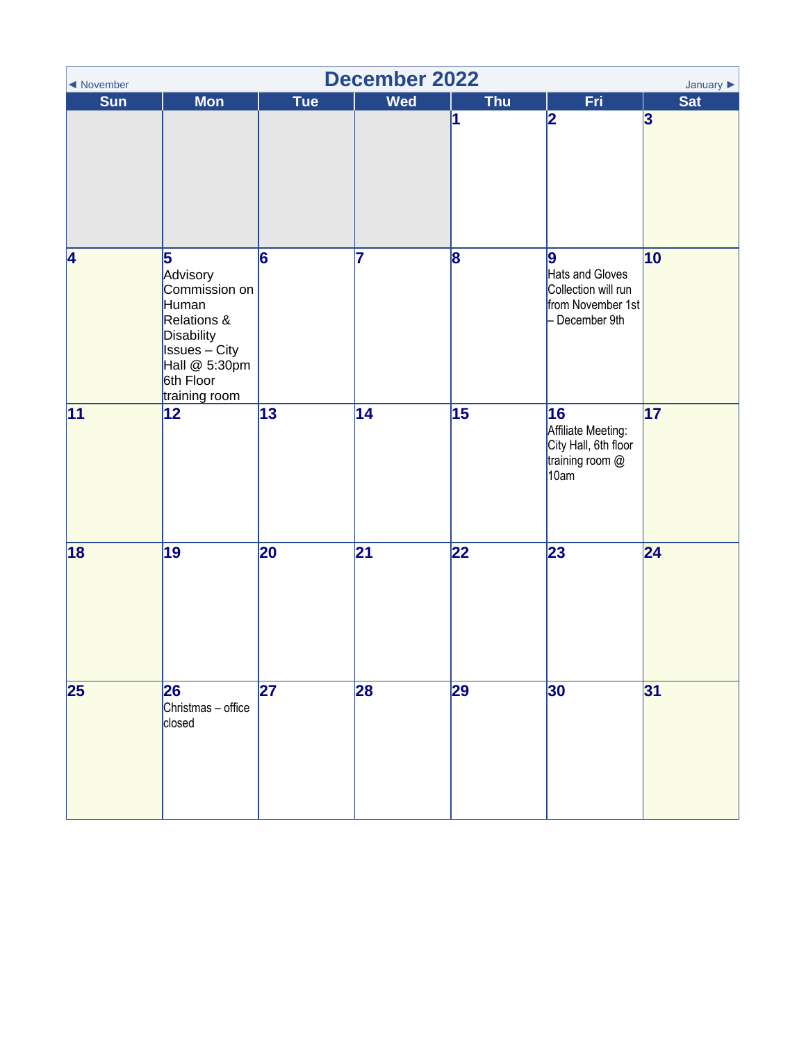◄ November

# December 2022

January ►

| Sun | Mon | Tue | Wed | Thu | Fri | Sat |
|---|---|---|---|---|---|---|
| | | | | 1 | 2 | 3 |
| 4 | 5 Advisory Commission on Human Relations & Disability Issues – City Hall @ 5:30pm 6th Floor training room | 6 | 7 | 8 | 9 Hats and Gloves Collection will run from November 1st – December 9th | 10 |
| 11 | 12 | 13 | 14 | 15 | 16 Affiliate Meeting: City Hall, 6th floor training room @ 10am | 17 |
| 18 | 19 | 20 | 21 | 22 | 23 | 24 |
| 25 | 26 Christmas – office closed | 27 | 28 | 29 | 30 | 31 |